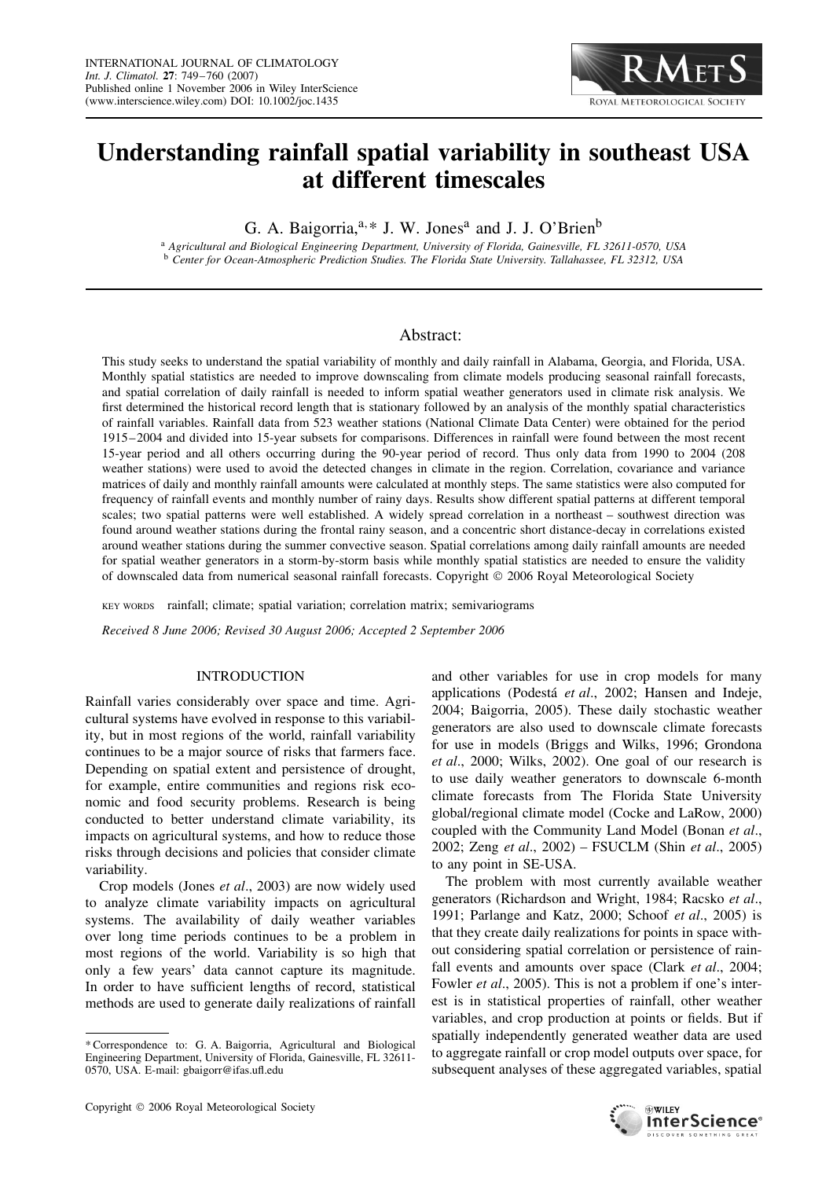# Understanding rainfall spatial variability in southeast USA at different timescales

G. A. Baigorria,[a,*] J. W. Jones[a] and J. J. O'Brien[b]

[a] *Agricultural and Biological Engineering Department, University of Florida, Gainesville, FL 32611-0570, USA*
[b] *Center for Ocean-Atmospheric Prediction Studies. The Florida State University. Tallahassee, FL 32312, USA*

## Abstract:

This study seeks to understand the spatial variability of monthly and daily rainfall in Alabama, Georgia, and Florida, USA. Monthly spatial statistics are needed to improve downscaling from climate models producing seasonal rainfall forecasts, and spatial correlation of daily rainfall is needed to inform spatial weather generators used in climate risk analysis. We first determined the historical record length that is stationary followed by an analysis of the monthly spatial characteristics of rainfall variables. Rainfall data from 523 weather stations (National Climate Data Center) were obtained for the period 1915–2004 and divided into 15-year subsets for comparisons. Differences in rainfall were found between the most recent 15-year period and all others occurring during the 90-year period of record. Thus only data from 1990 to 2004 (208 weather stations) were used to avoid the detected changes in climate in the region. Correlation, covariance and variance matrices of daily and monthly rainfall amounts were calculated at monthly steps. The same statistics were also computed for frequency of rainfall events and monthly number of rainy days. Results show different spatial patterns at different temporal scales; two spatial patterns were well established. A widely spread correlation in a northeast – southwest direction was found around weather stations during the frontal rainy season, and a concentric short distance-decay in correlations existed around weather stations during the summer convective season. Spatial correlations among daily rainfall amounts are needed for spatial weather generators in a storm-by-storm basis while monthly spatial statistics are needed to ensure the validity of downscaled data from numerical seasonal rainfall forecasts. Copyright © 2006 Royal Meteorological Society

KEY WORDS rainfall; climate; spatial variation; correlation matrix; semivariograms

*Received 8 June 2006; Revised 30 August 2006; Accepted 2 September 2006*

## INTRODUCTION

Rainfall varies considerably over space and time. Agricultural systems have evolved in response to this variability, but in most regions of the world, rainfall variability continues to be a major source of risks that farmers face. Depending on spatial extent and persistence of drought, for example, entire communities and regions risk economic and food security problems. Research is being conducted to better understand climate variability, its impacts on agricultural systems, and how to reduce those risks through decisions and policies that consider climate variability.

Crop models (Jones *et al*., 2003) are now widely used to analyze climate variability impacts on agricultural systems. The availability of daily weather variables over long time periods continues to be a problem in most regions of the world. Variability is so high that only a few years' data cannot capture its magnitude. In order to have sufficient lengths of record, statistical methods are used to generate daily realizations of rainfall and other variables for use in crop models for many applications (Podestá *et al*., 2002; Hansen and Indeje, 2004; Baigorria, 2005). These daily stochastic weather generators are also used to downscale climate forecasts for use in models (Briggs and Wilks, 1996; Grondona *et al*., 2000; Wilks, 2002). One goal of our research is to use daily weather generators to downscale 6-month climate forecasts from The Florida State University global/regional climate model (Cocke and LaRow, 2000) coupled with the Community Land Model (Bonan *et al*., 2002; Zeng *et al*., 2002) – FSUCLM (Shin *et al*., 2005) to any point in SE-USA.

The problem with most currently available weather generators (Richardson and Wright, 1984; Racsko *et al*., 1991; Parlange and Katz, 2000; Schoof *et al*., 2005) is that they create daily realizations for points in space without considering spatial correlation or persistence of rainfall events and amounts over space (Clark *et al*., 2004; Fowler *et al*., 2005). This is not a problem if one's interest is in statistical properties of rainfall, other weather variables, and crop production at points or fields. But if spatially independently generated weather data are used to aggregate rainfall or crop model outputs over space, for subsequent analyses of these aggregated variables, spatial

---

\* Correspondence to: G. A. Baigorria, Agricultural and Biological Engineering Department, University of Florida, Gainesville, FL 32611-0570, USA. E-mail: gbaigorr@ifas.ufl.edu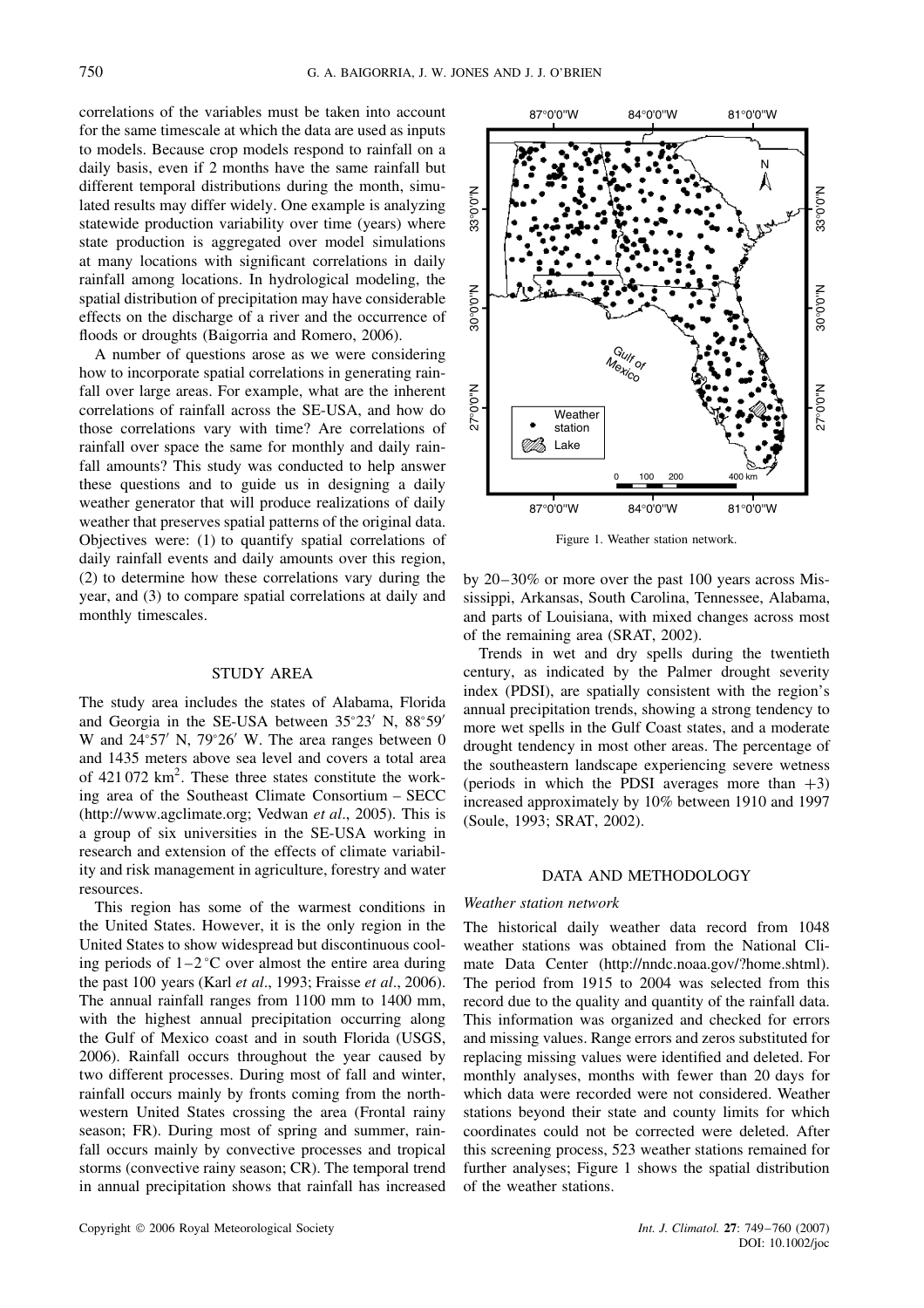correlations of the variables must be taken into account for the same timescale at which the data are used as inputs to models. Because crop models respond to rainfall on a daily basis, even if 2 months have the same rainfall but different temporal distributions during the month, simulated results may differ widely. One example is analyzing statewide production variability over time (years) where state production is aggregated over model simulations at many locations with significant correlations in daily rainfall among locations. In hydrological modeling, the spatial distribution of precipitation may have considerable effects on the discharge of a river and the occurrence of floods or droughts (Baigorria and Romero, 2006).

A number of questions arose as we were considering how to incorporate spatial correlations in generating rainfall over large areas. For example, what are the inherent correlations of rainfall across the SE-USA, and how do those correlations vary with time? Are correlations of rainfall over space the same for monthly and daily rainfall amounts? This study was conducted to help answer these questions and to guide us in designing a daily weather generator that will produce realizations of daily weather that preserves spatial patterns of the original data. Objectives were: (1) to quantify spatial correlations of daily rainfall events and daily amounts over this region, (2) to determine how these correlations vary during the year, and (3) to compare spatial correlations at daily and monthly timescales.

## STUDY AREA

The study area includes the states of Alabama, Florida and Georgia in the SE-USA between 35°23′ N, 88°59′ W and 24°57′ N, 79°26′ W. The area ranges between 0 and 1435 meters above sea level and covers a total area of 421 072 km$^2$. These three states constitute the working area of the Southeast Climate Consortium – SECC (http://www.agclimate.org; Vedwan *et al*., 2005). This is a group of six universities in the SE-USA working in research and extension of the effects of climate variability and risk management in agriculture, forestry and water resources.

This region has some of the warmest conditions in the United States. However, it is the only region in the United States to show widespread but discontinuous cooling periods of 1–2 °C over almost the entire area during the past 100 years (Karl *et al*., 1993; Fraisse *et al*., 2006). The annual rainfall ranges from 1100 mm to 1400 mm, with the highest annual precipitation occurring along the Gulf of Mexico coast and in south Florida (USGS, 2006). Rainfall occurs throughout the year caused by two different processes. During most of fall and winter, rainfall occurs mainly by fronts coming from the northwestern United States crossing the area (Frontal rainy season; FR). During most of spring and summer, rainfall occurs mainly by convective processes and tropical storms (convective rainy season; CR). The temporal trend in annual precipitation shows that rainfall has increased by 20–30% or more over the past 100 years across Mississippi, Arkansas, South Carolina, Tennessee, Alabama, and parts of Louisiana, with mixed changes across most of the remaining area (SRAT, 2002).

Trends in wet and dry spells during the twentieth century, as indicated by the Palmer drought severity index (PDSI), are spatially consistent with the region's annual precipitation trends, showing a strong tendency to more wet spells in the Gulf Coast states, and a moderate drought tendency in most other areas. The percentage of the southeastern landscape experiencing severe wetness (periods in which the PDSI averages more than +3) increased approximately by 10% between 1910 and 1997 (Soule, 1993; SRAT, 2002).

Figure 1. Weather station network.

## DATA AND METHODOLOGY

### *Weather station network*

The historical daily weather data record from 1048 weather stations was obtained from the National Climate Data Center (http://nndc.noaa.gov/?home.shtml). The period from 1915 to 2004 was selected from this record due to the quality and quantity of the rainfall data. This information was organized and checked for errors and missing values. Range errors and zeros substituted for replacing missing values were identified and deleted. For monthly analyses, months with fewer than 20 days for which data were recorded were not considered. Weather stations beyond their state and county limits for which coordinates could not be corrected were deleted. After this screening process, 523 weather stations remained for further analyses; Figure 1 shows the spatial distribution of the weather stations.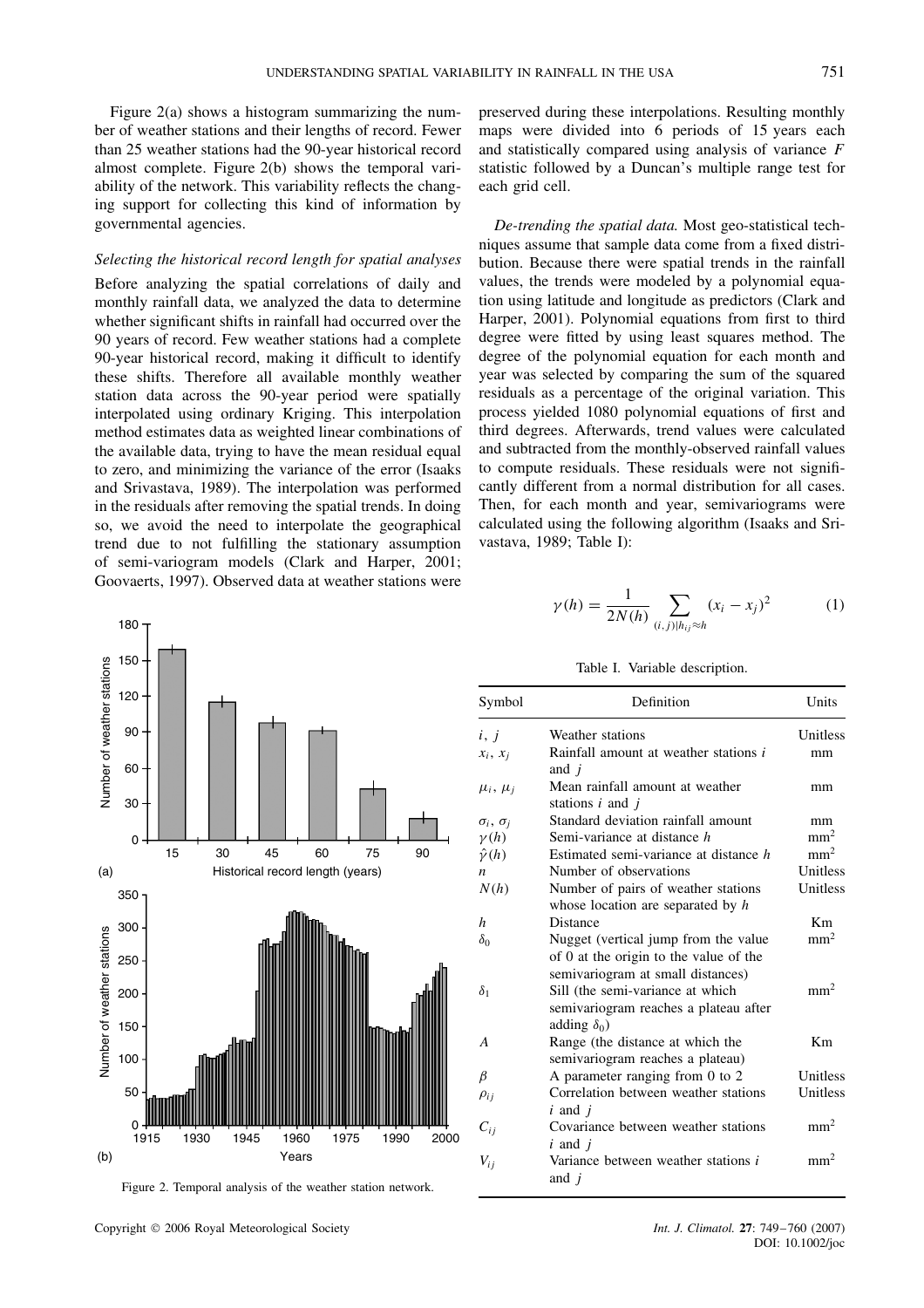Figure 2(a) shows a histogram summarizing the number of weather stations and their lengths of record. Fewer than 25 weather stations had the 90-year historical record almost complete. Figure 2(b) shows the temporal variability of the network. This variability reflects the changing support for collecting this kind of information by governmental agencies.

### *Selecting the historical record length for spatial analyses*

Before analyzing the spatial correlations of daily and monthly rainfall data, we analyzed the data to determine whether significant shifts in rainfall had occurred over the 90 years of record. Few weather stations had a complete 90-year historical record, making it difficult to identify these shifts. Therefore all available monthly weather station data across the 90-year period were spatially interpolated using ordinary Kriging. This interpolation method estimates data as weighted linear combinations of the available data, trying to have the mean residual equal to zero, and minimizing the variance of the error (Isaaks and Srivastava, 1989). The interpolation was performed in the residuals after removing the spatial trends. In doing so, we avoid the need to interpolate the geographical trend due to not fulfilling the stationary assumption of semi-variogram models (Clark and Harper, 2001; Goovaerts, 1997). Observed data at weather stations were preserved during these interpolations. Resulting monthly maps were divided into 6 periods of 15 years each and statistically compared using analysis of variance $F$ statistic followed by a Duncan's multiple range test for each grid cell.

Figure 2. Temporal analysis of the weather station network.

*De-trending the spatial data.* Most geo-statistical techniques assume that sample data come from a fixed distribution. Because there were spatial trends in the rainfall values, the trends were modeled by a polynomial equation using latitude and longitude as predictors (Clark and Harper, 2001). Polynomial equations from first to third degree were fitted by using least squares method. The degree of the polynomial equation for each month and year was selected by comparing the sum of the squared residuals as a percentage of the original variation. This process yielded 1080 polynomial equations of first and third degrees. Afterwards, trend values were calculated and subtracted from the monthly-observed rainfall values to compute residuals. These residuals were not significantly different from a normal distribution for all cases. Then, for each month and year, semivariograms were calculated using the following algorithm (Isaaks and Srivastava, 1989; Table I):

$$\gamma(h) = \frac{1}{2N(h)} \sum_{(i,j)|h_{ij} \approx h} (x_i - x_j)^2 \quad (1)$$

Table I. Variable description.

| Symbol | Definition | Units |
|---|---|---|
| $i$, $j$ | Weather stations | Unitless |
| $x_i$, $x_j$ | Rainfall amount at weather stations $i$ and $j$ | mm |
| $\mu_i$, $\mu_j$ | Mean rainfall amount at weather stations $i$ and $j$ | mm |
| $\sigma_i$, $\sigma_j$ | Standard deviation rainfall amount | mm |
| $\gamma(h)$ | Semi-variance at distance $h$ | mm$^2$ |
| $\hat{\gamma}(h)$ | Estimated semi-variance at distance $h$ | mm$^2$ |
| $n$ | Number of observations | Unitless |
| $N(h)$ | Number of pairs of weather stations whose location are separated by $h$ | Unitless |
| $h$ | Distance | Km |
| $\delta_0$ | Nugget (vertical jump from the value of 0 at the origin to the value of the semivariogram at small distances) | mm$^2$ |
| $\delta_1$ | Sill (the semi-variance at which semivariogram reaches a plateau after adding $\delta_0$) | mm$^2$ |
| $A$ | Range (the distance at which the semivariogram reaches a plateau) | Km |
| $\beta$ | A parameter ranging from 0 to 2 | Unitless |
| $\rho_{ij}$ | Correlation between weather stations $i$ and $j$ | Unitless |
| $C_{ij}$ | Covariance between weather stations $i$ and $j$ | mm$^2$ |
| $V_{ij}$ | Variance between weather stations $i$ and $j$ | mm$^2$ |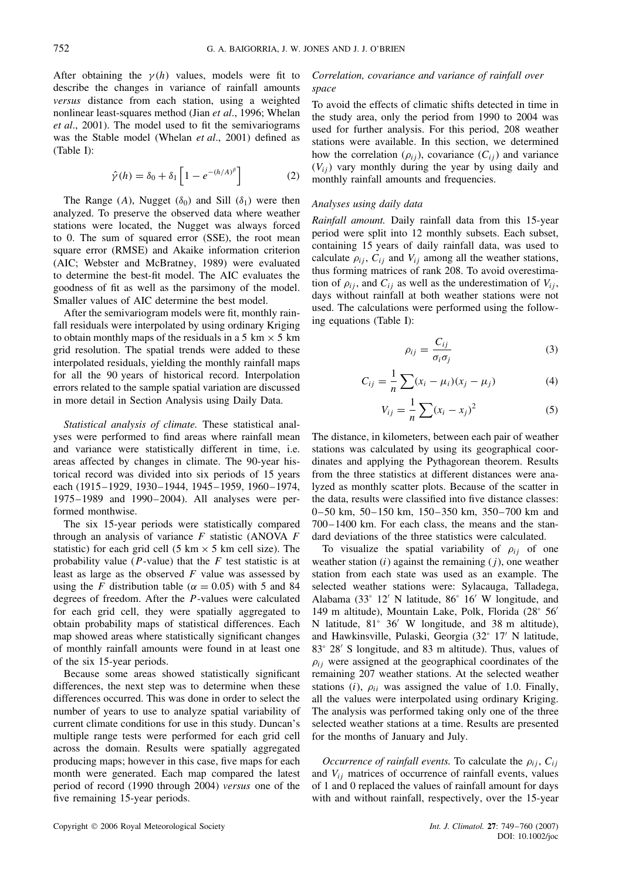After obtaining the $\gamma(h)$ values, models were fit to describe the changes in variance of rainfall amounts *versus* distance from each station, using a weighted nonlinear least-squares method (Jian *et al*., 1996; Whelan *et al*., 2001). The model used to fit the semivariograms was the Stable model (Whelan *et al*., 2001) defined as (Table I):

$$\hat{\gamma}(h) = \delta_0 + \delta_1 \left[ 1 - e^{-(h/A)^{\beta}} \right] \tag{2}$$

The Range ($A$), Nugget ($\delta_0$) and Sill ($\delta_1$) were then analyzed. To preserve the observed data where weather stations were located, the Nugget was always forced to 0. The sum of squared error (SSE), the root mean square error (RMSE) and Akaike information criterion (AIC; Webster and McBratney, 1989) were evaluated to determine the best-fit model. The AIC evaluates the goodness of fit as well as the parsimony of the model. Smaller values of AIC determine the best model.

After the semivariogram models were fit, monthly rainfall residuals were interpolated by using ordinary Kriging to obtain monthly maps of the residuals in a 5 km × 5 km grid resolution. The spatial trends were added to these interpolated residuals, yielding the monthly rainfall maps for all the 90 years of historical record. Interpolation errors related to the sample spatial variation are discussed in more detail in Section Analysis using Daily Data.

*Statistical analysis of climate.* These statistical analyses were performed to find areas where rainfall mean and variance were statistically different in time, i.e. areas affected by changes in climate. The 90-year historical record was divided into six periods of 15 years each (1915–1929, 1930–1944, 1945–1959, 1960–1974, 1975–1989 and 1990–2004). All analyses were performed monthwise.

The six 15-year periods were statistically compared through an analysis of variance $F$ statistic (ANOVA $F$ statistic) for each grid cell (5 km × 5 km cell size). The probability value ($P$-value) that the $F$ test statistic is at least as large as the observed $F$ value was assessed by using the $F$ distribution table ($\alpha = 0.05$) with 5 and 84 degrees of freedom. After the $P$-values were calculated for each grid cell, they were spatially aggregated to obtain probability maps of statistical differences. Each map showed areas where statistically significant changes of monthly rainfall amounts were found in at least one of the six 15-year periods.

Because some areas showed statistically significant differences, the next step was to determine when these differences occurred. This was done in order to select the number of years to use to analyze spatial variability of current climate conditions for use in this study. Duncan's multiple range tests were performed for each grid cell across the domain. Results were spatially aggregated producing maps; however in this case, five maps for each month were generated. Each map compared the latest period of record (1990 through 2004) *versus* one of the five remaining 15-year periods.

### *Correlation, covariance and variance of rainfall over space*

To avoid the effects of climatic shifts detected in time in the study area, only the period from 1990 to 2004 was used for further analysis. For this period, 208 weather stations were available. In this section, we determined how the correlation ($\rho_{ij}$), covariance ($C_{ij}$) and variance ($V_{ij}$) vary monthly during the year by using daily and monthly rainfall amounts and frequencies.

### *Analyses using daily data*

*Rainfall amount.* Daily rainfall data from this 15-year period were split into 12 monthly subsets. Each subset, containing 15 years of daily rainfall data, was used to calculate $\rho_{ij}$, $C_{ij}$ and $V_{ij}$ among all the weather stations, thus forming matrices of rank 208. To avoid overestimation of $\rho_{ij}$, and $C_{ij}$ as well as the underestimation of $V_{ij}$, days without rainfall at both weather stations were not used. The calculations were performed using the following equations (Table I):

$$\rho_{ij} = \frac{C_{ij}}{\sigma_i \sigma_j} \tag{3}$$

$$C_{ij} = \frac{1}{n} \sum (x_i - \mu_i)(x_j - \mu_j) \tag{4}$$

$$V_{ij} = \frac{1}{n} \sum (x_i - x_j)^2 \tag{5}$$

The distance, in kilometers, between each pair of weather stations was calculated by using its geographical coordinates and applying the Pythagorean theorem. Results from the three statistics at different distances were analyzed as monthly scatter plots. Because of the scatter in the data, results were classified into five distance classes: 0–50 km, 50–150 km, 150–350 km, 350–700 km and 700–1400 km. For each class, the means and the standard deviations of the three statistics were calculated.

To visualize the spatial variability of $\rho_{ij}$ of one weather station ($i$) against the remaining ($j$), one weather station from each state was used as an example. The selected weather stations were: Sylacauga, Talladega, Alabama (33° 12′ N latitude, 86° 16′ W longitude, and 149 m altitude), Mountain Lake, Polk, Florida (28° 56′ N latitude, 81° 36′ W longitude, and 38 m altitude), and Hawkinsville, Pulaski, Georgia (32° 17′ N latitude, 83° 28′ S longitude, and 83 m altitude). Thus, values of $\rho_{ij}$ were assigned at the geographical coordinates of the remaining 207 weather stations. At the selected weather stations ($i$), $\rho_{ii}$ was assigned the value of 1.0. Finally, all the values were interpolated using ordinary Kriging. The analysis was performed taking only one of the three selected weather stations at a time. Results are presented for the months of January and July.

*Occurrence of rainfall events.* To calculate the $\rho_{ij}$, $C_{ij}$ and $V_{ij}$ matrices of occurrence of rainfall events, values of 1 and 0 replaced the values of rainfall amount for days with and without rainfall, respectively, over the 15-year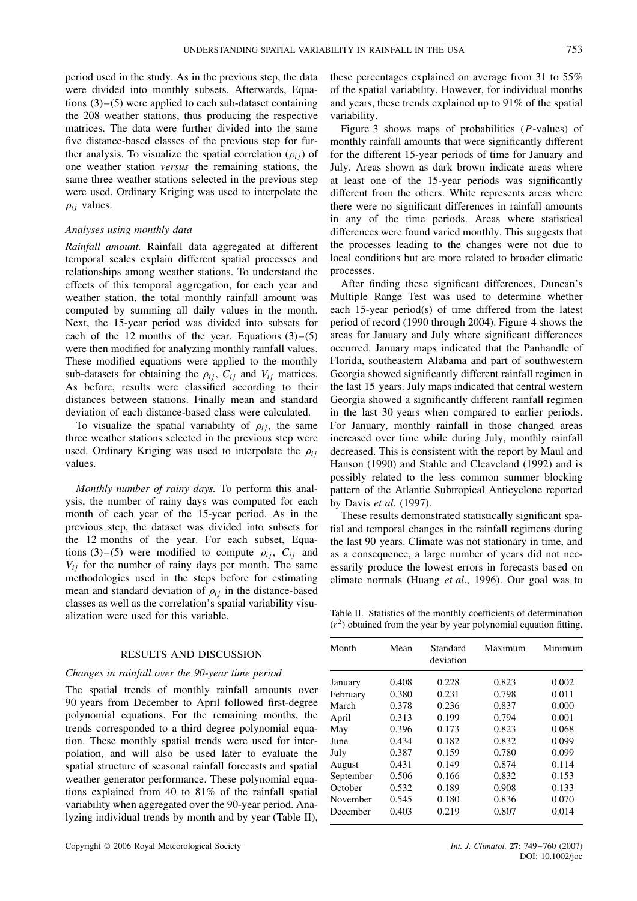period used in the study. As in the previous step, the data were divided into monthly subsets. Afterwards, Equations (3)–(5) were applied to each sub-dataset containing the 208 weather stations, thus producing the respective matrices. The data were further divided into the same five distance-based classes of the previous step for further analysis. To visualize the spatial correlation ($\rho_{ij}$) of one weather station *versus* the remaining stations, the same three weather stations selected in the previous step were used. Ordinary Kriging was used to interpolate the $\rho_{ij}$ values.

### Analyses using monthly data

*Rainfall amount.* Rainfall data aggregated at different temporal scales explain different spatial processes and relationships among weather stations. To understand the effects of this temporal aggregation, for each year and weather station, the total monthly rainfall amount was computed by summing all daily values in the month. Next, the 15-year period was divided into subsets for each of the 12 months of the year. Equations (3)–(5) were then modified for analyzing monthly rainfall values. These modified equations were applied to the monthly sub-datasets for obtaining the $\rho_{ij}$, $C_{ij}$ and $V_{ij}$ matrices. As before, results were classified according to their distances between stations. Finally mean and standard deviation of each distance-based class were calculated.

To visualize the spatial variability of $\rho_{ij}$, the same three weather stations selected in the previous step were used. Ordinary Kriging was used to interpolate the $\rho_{ij}$ values.

*Monthly number of rainy days.* To perform this analysis, the number of rainy days was computed for each month of each year of the 15-year period. As in the previous step, the dataset was divided into subsets for the 12 months of the year. For each subset, Equations (3)–(5) were modified to compute $\rho_{ij}$, $C_{ij}$ and $V_{ij}$ for the number of rainy days per month. The same methodologies used in the steps before for estimating mean and standard deviation of $\rho_{ij}$ in the distance-based classes as well as the correlation's spatial variability visualization were used for this variable.

## RESULTS AND DISCUSSION

### Changes in rainfall over the 90-year time period

The spatial trends of monthly rainfall amounts over 90 years from December to April followed first-degree polynomial equations. For the remaining months, the trends corresponded to a third degree polynomial equation. These monthly spatial trends were used for interpolation, and will also be used later to evaluate the spatial structure of seasonal rainfall forecasts and spatial weather generator performance. These polynomial equations explained from 40 to 81% of the rainfall spatial variability when aggregated over the 90-year period. Analyzing individual trends by month and by year (Table II), these percentages explained on average from 31 to 55% of the spatial variability. However, for individual months and years, these trends explained up to 91% of the spatial variability.

Figure 3 shows maps of probabilities ($P$-values) of monthly rainfall amounts that were significantly different for the different 15-year periods of time for January and July. Areas shown as dark brown indicate areas where at least one of the 15-year periods was significantly different from the others. White represents areas where there were no significant differences in rainfall amounts in any of the time periods. Areas where statistical differences were found varied monthly. This suggests that the processes leading to the changes were not due to local conditions but are more related to broader climatic processes.

After finding these significant differences, Duncan's Multiple Range Test was used to determine whether each 15-year period(s) of time differed from the latest period of record (1990 through 2004). Figure 4 shows the areas for January and July where significant differences occurred. January maps indicated that the Panhandle of Florida, southeastern Alabama and part of southwestern Georgia showed significantly different rainfall regimen in the last 15 years. July maps indicated that central western Georgia showed a significantly different rainfall regimen in the last 30 years when compared to earlier periods. For January, monthly rainfall in those changed areas increased over time while during July, monthly rainfall decreased. This is consistent with the report by Maul and Hanson (1990) and Stahle and Cleaveland (1992) and is possibly related to the less common summer blocking pattern of the Atlantic Subtropical Anticyclone reported by Davis *et al*. (1997).

These results demonstrated statistically significant spatial and temporal changes in the rainfall regimens during the last 90 years. Climate was not stationary in time, and as a consequence, a large number of years did not necessarily produce the lowest errors in forecasts based on climate normals (Huang *et al*., 1996). Our goal was to

Table II. Statistics of the monthly coefficients of determination ($r^2$) obtained from the year by year polynomial equation fitting.

| Month | Mean | Standard deviation | Maximum | Minimum |
|---|---|---|---|---|
| January | 0.408 | 0.228 | 0.823 | 0.002 |
| February | 0.380 | 0.231 | 0.798 | 0.011 |
| March | 0.378 | 0.236 | 0.837 | 0.000 |
| April | 0.313 | 0.199 | 0.794 | 0.001 |
| May | 0.396 | 0.173 | 0.823 | 0.068 |
| June | 0.434 | 0.182 | 0.832 | 0.099 |
| July | 0.387 | 0.159 | 0.780 | 0.099 |
| August | 0.431 | 0.149 | 0.874 | 0.114 |
| September | 0.506 | 0.166 | 0.832 | 0.153 |
| October | 0.532 | 0.189 | 0.908 | 0.133 |
| November | 0.545 | 0.180 | 0.836 | 0.070 |
| December | 0.403 | 0.219 | 0.807 | 0.014 |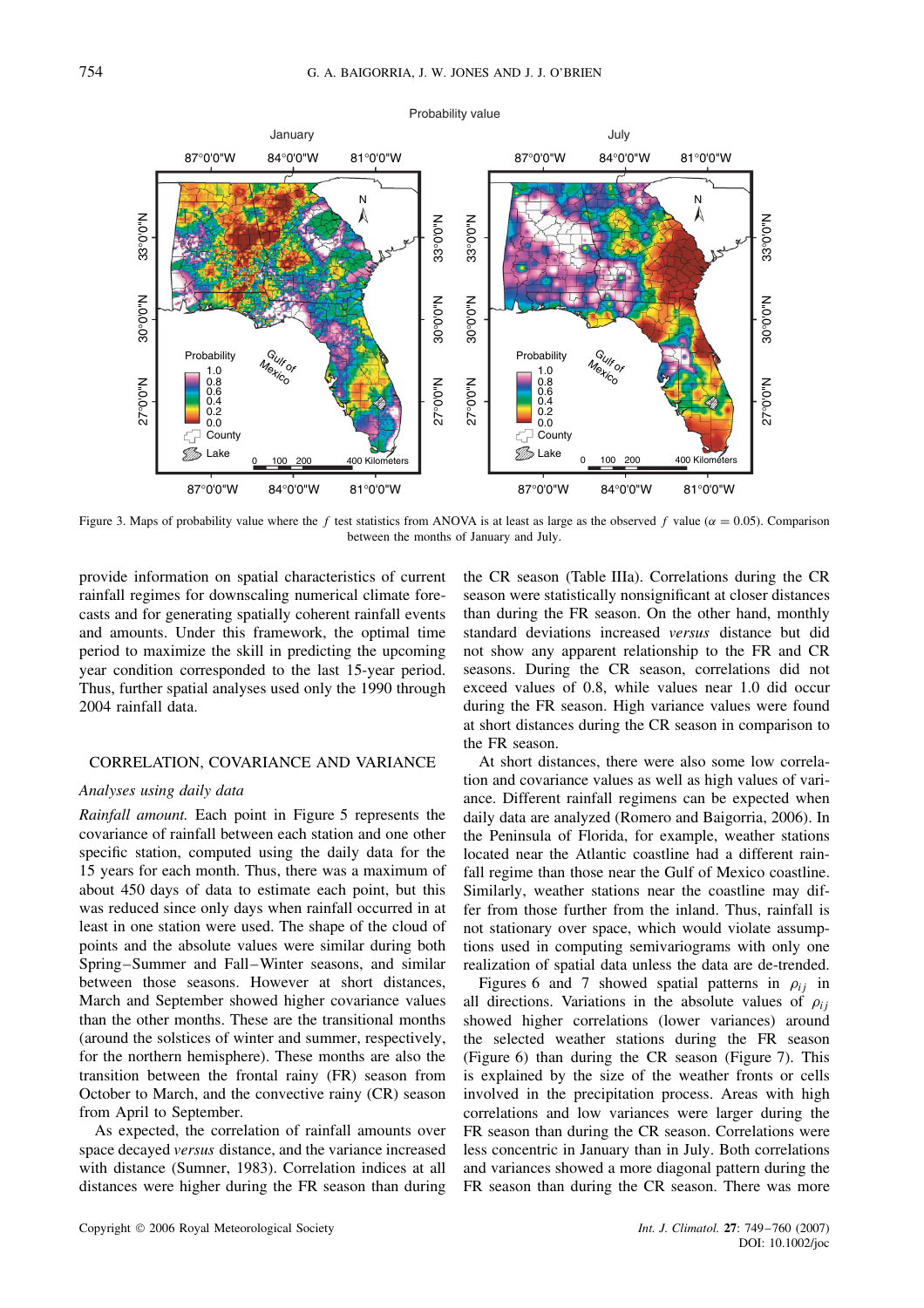Figure 3. Maps of probability value where the $f$ test statistics from ANOVA is at least as large as the observed $f$ value ($\alpha = 0.05$). Comparison between the months of January and July.

provide information on spatial characteristics of current rainfall regimes for downscaling numerical climate forecasts and for generating spatially coherent rainfall events and amounts. Under this framework, the optimal time period to maximize the skill in predicting the upcoming year condition corresponded to the last 15-year period. Thus, further spatial analyses used only the 1990 through 2004 rainfall data.

## CORRELATION, COVARIANCE AND VARIANCE

### *Analyses using daily data*

*Rainfall amount.* Each point in Figure 5 represents the covariance of rainfall between each station and one other specific station, computed using the daily data for the 15 years for each month. Thus, there was a maximum of about 450 days of data to estimate each point, but this was reduced since only days when rainfall occurred in at least in one station were used. The shape of the cloud of points and the absolute values were similar during both Spring–Summer and Fall–Winter seasons, and similar between those seasons. However at short distances, March and September showed higher covariance values than the other months. These are the transitional months (around the solstices of winter and summer, respectively, for the northern hemisphere). These months are also the transition between the frontal rainy (FR) season from October to March, and the convective rainy (CR) season from April to September.

As expected, the correlation of rainfall amounts over space decayed *versus* distance, and the variance increased with distance (Sumner, 1983). Correlation indices at all distances were higher during the FR season than during the CR season (Table IIIa). Correlations during the CR season were statistically nonsignificant at closer distances than during the FR season. On the other hand, monthly standard deviations increased *versus* distance but did not show any apparent relationship to the FR and CR seasons. During the CR season, correlations did not exceed values of 0.8, while values near 1.0 did occur during the FR season. High variance values were found at short distances during the CR season in comparison to the FR season.

At short distances, there were also some low correlation and covariance values as well as high values of variance. Different rainfall regimens can be expected when daily data are analyzed (Romero and Baigorria, 2006). In the Peninsula of Florida, for example, weather stations located near the Atlantic coastline had a different rainfall regime than those near the Gulf of Mexico coastline. Similarly, weather stations near the coastline may differ from those further from the inland. Thus, rainfall is not stationary over space, which would violate assumptions used in computing semivariograms with only one realization of spatial data unless the data are de-trended.

Figures 6 and 7 showed spatial patterns in $\rho_{ij}$ in all directions. Variations in the absolute values of $\rho_{ij}$ showed higher correlations (lower variances) around the selected weather stations during the FR season (Figure 6) than during the CR season (Figure 7). This is explained by the size of the weather fronts or cells involved in the precipitation process. Areas with high correlations and low variances were larger during the FR season than during the CR season. Correlations were less concentric in January than in July. Both correlations and variances showed a more diagonal pattern during the FR season than during the CR season. There was more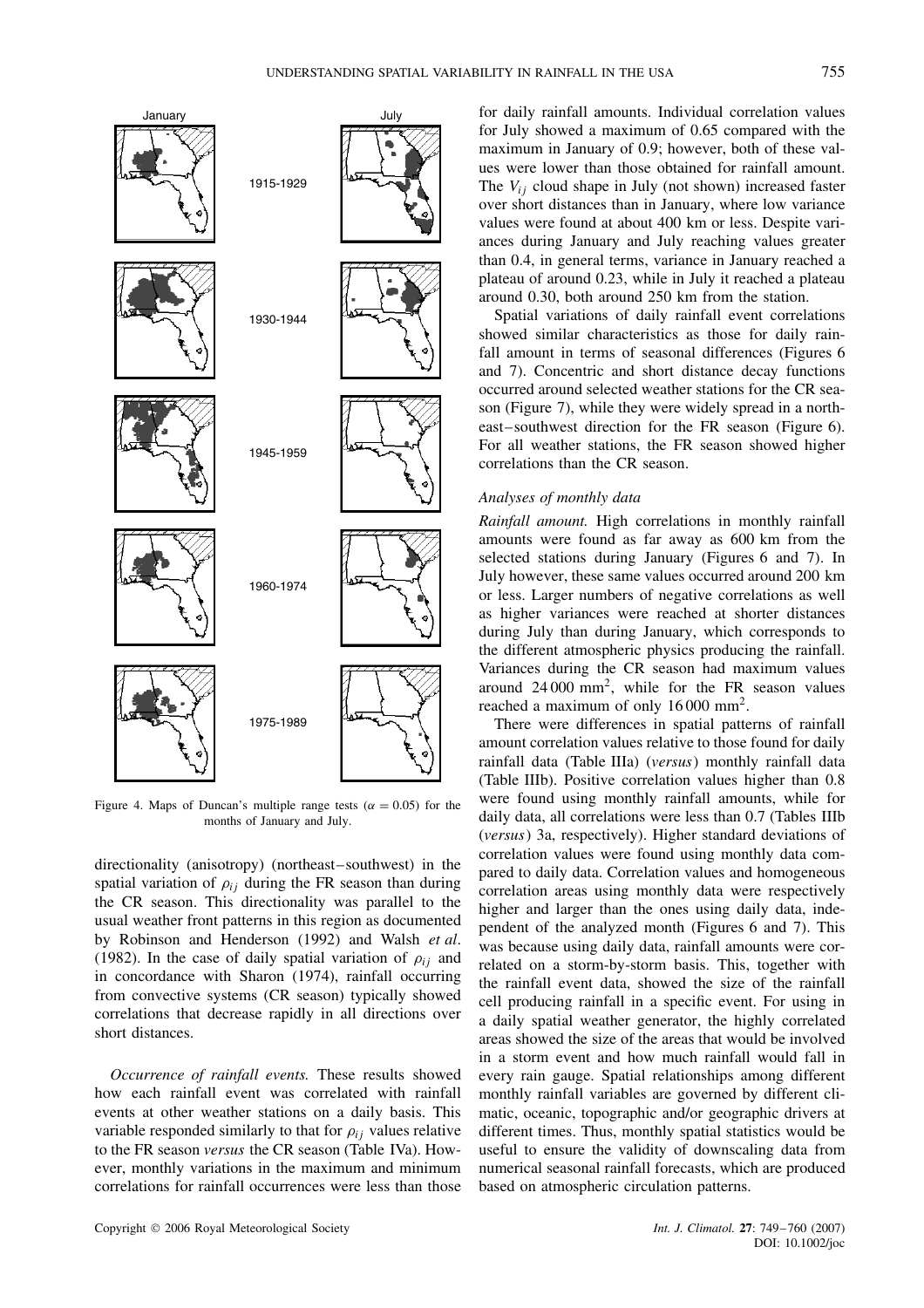Figure 4. Maps of Duncan's multiple range tests ($\alpha = 0.05$) for the months of January and July.

directionality (anisotropy) (northeast–southwest) in the spatial variation of $\rho_{ij}$ during the FR season than during the CR season. This directionality was parallel to the usual weather front patterns in this region as documented by Robinson and Henderson (1992) and Walsh *et al*. (1982). In the case of daily spatial variation of $\rho_{ij}$ and in concordance with Sharon (1974), rainfall occurring from convective systems (CR season) typically showed correlations that decrease rapidly in all directions over short distances.

*Occurrence of rainfall events.* These results showed how each rainfall event was correlated with rainfall events at other weather stations on a daily basis. This variable responded similarly to that for $\rho_{ij}$ values relative to the FR season *versus* the CR season (Table IVa). However, monthly variations in the maximum and minimum correlations for rainfall occurrences were less than those for daily rainfall amounts. Individual correlation values for July showed a maximum of 0.65 compared with the maximum in January of 0.9; however, both of these values were lower than those obtained for rainfall amount. The $V_{ij}$ cloud shape in July (not shown) increased faster over short distances than in January, where low variance values were found at about 400 km or less. Despite variances during January and July reaching values greater than 0.4, in general terms, variance in January reached a plateau of around 0.23, while in July it reached a plateau around 0.30, both around 250 km from the station.

Spatial variations of daily rainfall event correlations showed similar characteristics as those for daily rainfall amount in terms of seasonal differences (Figures 6 and 7). Concentric and short distance decay functions occurred around selected weather stations for the CR season (Figure 7), while they were widely spread in a northeast–southwest direction for the FR season (Figure 6). For all weather stations, the FR season showed higher correlations than the CR season.

### Analyses of monthly data

*Rainfall amount.* High correlations in monthly rainfall amounts were found as far away as 600 km from the selected stations during January (Figures 6 and 7). In July however, these same values occurred around 200 km or less. Larger numbers of negative correlations as well as higher variances were reached at shorter distances during July than during January, which corresponds to the different atmospheric physics producing the rainfall. Variances during the CR season had maximum values around 24 000 mm$^2$, while for the FR season values reached a maximum of only 16 000 mm$^2$.

There were differences in spatial patterns of rainfall amount correlation values relative to those found for daily rainfall data (Table IIIa) (*versus*) monthly rainfall data (Table IIIb). Positive correlation values higher than 0.8 were found using monthly rainfall amounts, while for daily data, all correlations were less than 0.7 (Tables IIIb (*versus*) 3a, respectively). Higher standard deviations of correlation values were found using monthly data compared to daily data. Correlation values and homogeneous correlation areas using monthly data were respectively higher and larger than the ones using daily data, independent of the analyzed month (Figures 6 and 7). This was because using daily data, rainfall amounts were correlated on a storm-by-storm basis. This, together with the rainfall event data, showed the size of the rainfall cell producing rainfall in a specific event. For using in a daily spatial weather generator, the highly correlated areas showed the size of the areas that would be involved in a storm event and how much rainfall would fall in every rain gauge. Spatial relationships among different monthly rainfall variables are governed by different climatic, oceanic, topographic and/or geographic drivers at different times. Thus, monthly spatial statistics would be useful to ensure the validity of downscaling data from numerical seasonal rainfall forecasts, which are produced based on atmospheric circulation patterns.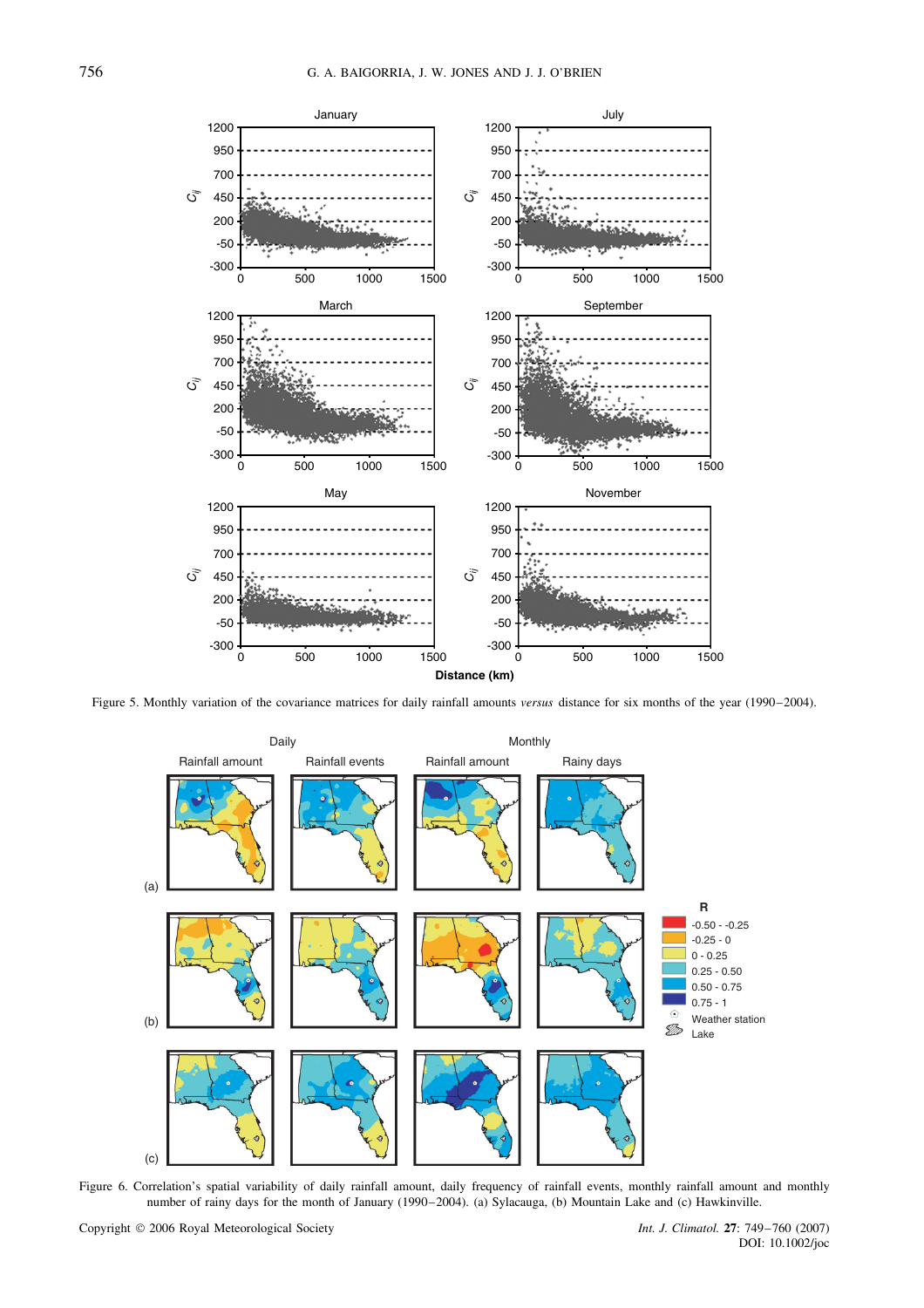Figure 5. Monthly variation of the covariance matrices for daily rainfall amounts *versus* distance for six months of the year (1990–2004).

Figure 6. Correlation's spatial variability of daily rainfall amount, daily frequency of rainfall events, monthly rainfall amount and monthly number of rainy days for the month of January (1990–2004). (a) Sylacauga, (b) Mountain Lake and (c) Hawkinville.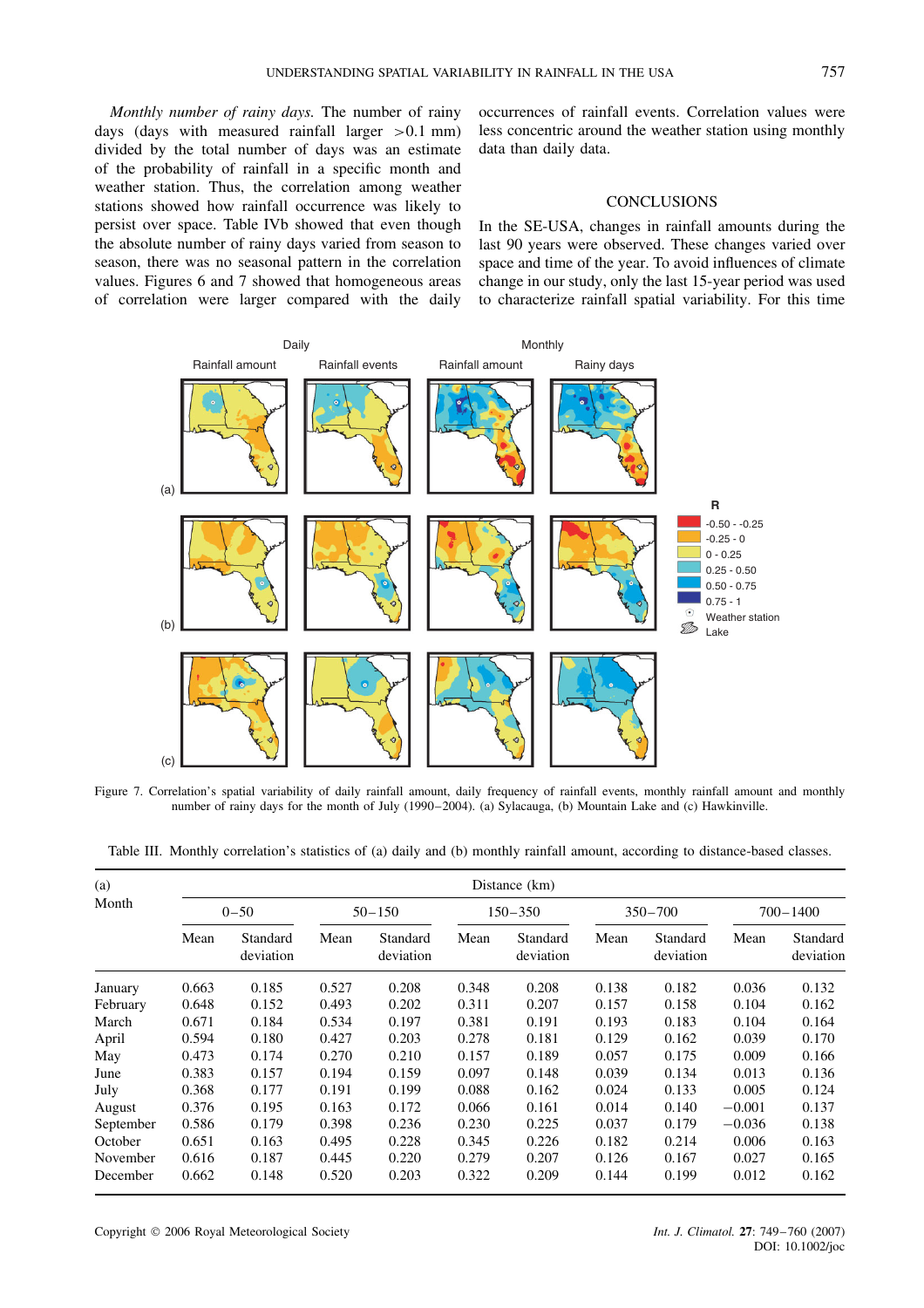*Monthly number of rainy days.* The number of rainy days (days with measured rainfall larger >0.1 mm) divided by the total number of days was an estimate of the probability of rainfall in a specific month and weather station. Thus, the correlation among weather stations showed how rainfall occurrence was likely to persist over space. Table IVb showed that even though the absolute number of rainy days varied from season to season, there was no seasonal pattern in the correlation values. Figures 6 and 7 showed that homogeneous areas of correlation were larger compared with the daily occurrences of rainfall events. Correlation values were less concentric around the weather station using monthly data than daily data.

## CONCLUSIONS

In the SE-USA, changes in rainfall amounts during the last 90 years were observed. These changes varied over space and time of the year. To avoid influences of climate change in our study, only the last 15-year period was used to characterize rainfall spatial variability. For this time

Figure 7. Correlation's spatial variability of daily rainfall amount, daily frequency of rainfall events, monthly rainfall amount and monthly number of rainy days for the month of July (1990–2004). (a) Sylacauga, (b) Mountain Lake and (c) Hawkinville.

Table III. Monthly correlation's statistics of (a) daily and (b) monthly rainfall amount, according to distance-based classes.

| (a) Month | Distance (km) | | | | | | | | | |
|---|---|---|---|---|---|---|---|---|---|---|
| | 0–50 | | 50–150 | | 150–350 | | 350–700 | | 700–1400 | |
| | Mean | Standard deviation | Mean | Standard deviation | Mean | Standard deviation | Mean | Standard deviation | Mean | Standard deviation |
| January | 0.663 | 0.185 | 0.527 | 0.208 | 0.348 | 0.208 | 0.138 | 0.182 | 0.036 | 0.132 |
| February | 0.648 | 0.152 | 0.493 | 0.202 | 0.311 | 0.207 | 0.157 | 0.158 | 0.104 | 0.162 |
| March | 0.671 | 0.184 | 0.534 | 0.197 | 0.381 | 0.191 | 0.193 | 0.183 | 0.104 | 0.164 |
| April | 0.594 | 0.180 | 0.427 | 0.203 | 0.278 | 0.181 | 0.129 | 0.162 | 0.039 | 0.170 |
| May | 0.473 | 0.174 | 0.270 | 0.210 | 0.157 | 0.189 | 0.057 | 0.175 | 0.009 | 0.166 |
| June | 0.383 | 0.157 | 0.194 | 0.159 | 0.097 | 0.148 | 0.039 | 0.134 | 0.013 | 0.136 |
| July | 0.368 | 0.177 | 0.191 | 0.199 | 0.088 | 0.162 | 0.024 | 0.133 | 0.005 | 0.124 |
| August | 0.376 | 0.195 | 0.163 | 0.172 | 0.066 | 0.161 | 0.014 | 0.140 | −0.001 | 0.137 |
| September | 0.586 | 0.179 | 0.398 | 0.236 | 0.230 | 0.225 | 0.037 | 0.179 | −0.036 | 0.138 |
| October | 0.651 | 0.163 | 0.495 | 0.228 | 0.345 | 0.226 | 0.182 | 0.214 | 0.006 | 0.163 |
| November | 0.616 | 0.187 | 0.445 | 0.220 | 0.279 | 0.207 | 0.126 | 0.167 | 0.027 | 0.165 |
| December | 0.662 | 0.148 | 0.520 | 0.203 | 0.322 | 0.209 | 0.144 | 0.199 | 0.012 | 0.162 |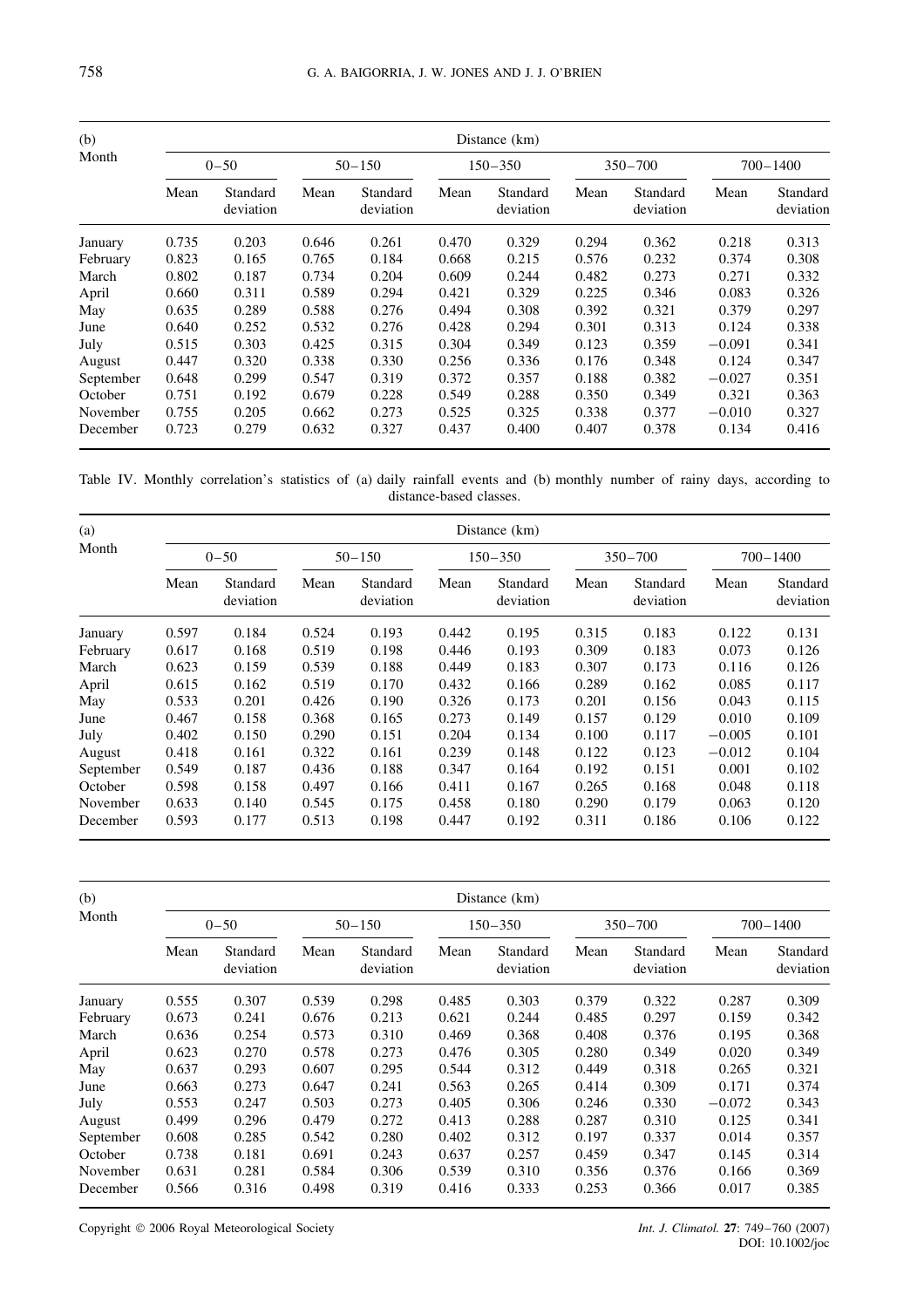| (b) Month | Distance (km) | | | | | | | | | |
|---|---|---|---|---|---|---|---|---|---|---|
| | 0–50 | | 50–150 | | 150–350 | | 350–700 | | 700–1400 | |
| | Mean | Standard deviation | Mean | Standard deviation | Mean | Standard deviation | Mean | Standard deviation | Mean | Standard deviation |
| January | 0.735 | 0.203 | 0.646 | 0.261 | 0.470 | 0.329 | 0.294 | 0.362 | 0.218 | 0.313 |
| February | 0.823 | 0.165 | 0.765 | 0.184 | 0.668 | 0.215 | 0.576 | 0.232 | 0.374 | 0.308 |
| March | 0.802 | 0.187 | 0.734 | 0.204 | 0.609 | 0.244 | 0.482 | 0.273 | 0.271 | 0.332 |
| April | 0.660 | 0.311 | 0.589 | 0.294 | 0.421 | 0.329 | 0.225 | 0.346 | 0.083 | 0.326 |
| May | 0.635 | 0.289 | 0.588 | 0.276 | 0.494 | 0.308 | 0.392 | 0.321 | 0.379 | 0.297 |
| June | 0.640 | 0.252 | 0.532 | 0.276 | 0.428 | 0.294 | 0.301 | 0.313 | 0.124 | 0.338 |
| July | 0.515 | 0.303 | 0.425 | 0.315 | 0.304 | 0.349 | 0.123 | 0.359 | −0.091 | 0.341 |
| August | 0.447 | 0.320 | 0.338 | 0.330 | 0.256 | 0.336 | 0.176 | 0.348 | 0.124 | 0.347 |
| September | 0.648 | 0.299 | 0.547 | 0.319 | 0.372 | 0.357 | 0.188 | 0.382 | −0.027 | 0.351 |
| October | 0.751 | 0.192 | 0.679 | 0.228 | 0.549 | 0.288 | 0.350 | 0.349 | 0.321 | 0.363 |
| November | 0.755 | 0.205 | 0.662 | 0.273 | 0.525 | 0.325 | 0.338 | 0.377 | −0.010 | 0.327 |
| December | 0.723 | 0.279 | 0.632 | 0.327 | 0.437 | 0.400 | 0.407 | 0.378 | 0.134 | 0.416 |

Table IV. Monthly correlation's statistics of (a) daily rainfall events and (b) monthly number of rainy days, according to distance-based classes.

| (a) Month | Distance (km) | | | | | | | | | |
|---|---|---|---|---|---|---|---|---|---|---|
| | 0–50 | | 50–150 | | 150–350 | | 350–700 | | 700–1400 | |
| | Mean | Standard deviation | Mean | Standard deviation | Mean | Standard deviation | Mean | Standard deviation | Mean | Standard deviation |
| January | 0.597 | 0.184 | 0.524 | 0.193 | 0.442 | 0.195 | 0.315 | 0.183 | 0.122 | 0.131 |
| February | 0.617 | 0.168 | 0.519 | 0.198 | 0.446 | 0.193 | 0.309 | 0.183 | 0.073 | 0.126 |
| March | 0.623 | 0.159 | 0.539 | 0.188 | 0.449 | 0.183 | 0.307 | 0.173 | 0.116 | 0.126 |
| April | 0.615 | 0.162 | 0.519 | 0.170 | 0.432 | 0.166 | 0.289 | 0.162 | 0.085 | 0.117 |
| May | 0.533 | 0.201 | 0.426 | 0.190 | 0.326 | 0.173 | 0.201 | 0.156 | 0.043 | 0.115 |
| June | 0.467 | 0.158 | 0.368 | 0.165 | 0.273 | 0.149 | 0.157 | 0.129 | 0.010 | 0.109 |
| July | 0.402 | 0.150 | 0.290 | 0.151 | 0.204 | 0.134 | 0.100 | 0.117 | −0.005 | 0.101 |
| August | 0.418 | 0.161 | 0.322 | 0.161 | 0.239 | 0.148 | 0.122 | 0.123 | −0.012 | 0.104 |
| September | 0.549 | 0.187 | 0.436 | 0.188 | 0.347 | 0.164 | 0.192 | 0.151 | 0.001 | 0.102 |
| October | 0.598 | 0.158 | 0.497 | 0.166 | 0.411 | 0.167 | 0.265 | 0.168 | 0.048 | 0.118 |
| November | 0.633 | 0.140 | 0.545 | 0.175 | 0.458 | 0.180 | 0.290 | 0.179 | 0.063 | 0.120 |
| December | 0.593 | 0.177 | 0.513 | 0.198 | 0.447 | 0.192 | 0.311 | 0.186 | 0.106 | 0.122 |

| (b) Month | Distance (km) | | | | | | | | | |
|---|---|---|---|---|---|---|---|---|---|---|
| | 0–50 | | 50–150 | | 150–350 | | 350–700 | | 700–1400 | |
| | Mean | Standard deviation | Mean | Standard deviation | Mean | Standard deviation | Mean | Standard deviation | Mean | Standard deviation |
| January | 0.555 | 0.307 | 0.539 | 0.298 | 0.485 | 0.303 | 0.379 | 0.322 | 0.287 | 0.309 |
| February | 0.673 | 0.241 | 0.676 | 0.213 | 0.621 | 0.244 | 0.485 | 0.297 | 0.159 | 0.342 |
| March | 0.636 | 0.254 | 0.573 | 0.310 | 0.469 | 0.368 | 0.408 | 0.376 | 0.195 | 0.368 |
| April | 0.623 | 0.270 | 0.578 | 0.273 | 0.476 | 0.305 | 0.280 | 0.349 | 0.020 | 0.349 |
| May | 0.637 | 0.293 | 0.607 | 0.295 | 0.544 | 0.312 | 0.449 | 0.318 | 0.265 | 0.321 |
| June | 0.663 | 0.273 | 0.647 | 0.241 | 0.563 | 0.265 | 0.414 | 0.309 | 0.171 | 0.374 |
| July | 0.553 | 0.247 | 0.503 | 0.273 | 0.405 | 0.306 | 0.246 | 0.330 | −0.072 | 0.343 |
| August | 0.499 | 0.296 | 0.479 | 0.272 | 0.413 | 0.288 | 0.287 | 0.310 | 0.125 | 0.341 |
| September | 0.608 | 0.285 | 0.542 | 0.280 | 0.402 | 0.312 | 0.197 | 0.337 | 0.014 | 0.357 |
| October | 0.738 | 0.181 | 0.691 | 0.243 | 0.637 | 0.257 | 0.459 | 0.347 | 0.145 | 0.314 |
| November | 0.631 | 0.281 | 0.584 | 0.306 | 0.539 | 0.310 | 0.356 | 0.376 | 0.166 | 0.369 |
| December | 0.566 | 0.316 | 0.498 | 0.319 | 0.416 | 0.333 | 0.253 | 0.366 | 0.017 | 0.385 |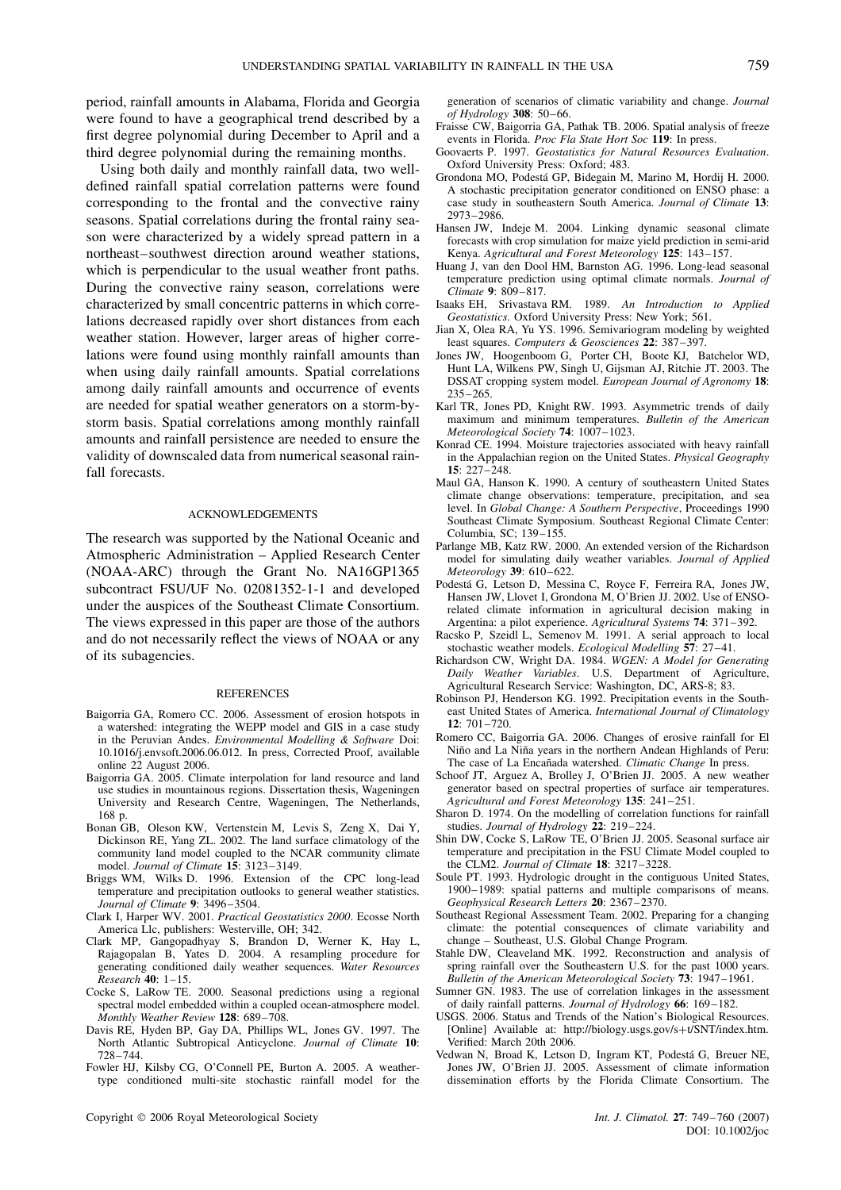period, rainfall amounts in Alabama, Florida and Georgia were found to have a geographical trend described by a first degree polynomial during December to April and a third degree polynomial during the remaining months.

Using both daily and monthly rainfall data, two well-defined rainfall spatial correlation patterns were found corresponding to the frontal and the convective rainy seasons. Spatial correlations during the frontal rainy season were characterized by a widely spread pattern in a northeast–southwest direction around weather stations, which is perpendicular to the usual weather front paths. During the convective rainy season, correlations were characterized by small concentric patterns in which correlations decreased rapidly over short distances from each weather station. However, larger areas of higher correlations were found using monthly rainfall amounts than when using daily rainfall amounts. Spatial correlations among daily rainfall amounts and occurrence of events are needed for spatial weather generators on a storm-by-storm basis. Spatial correlations among monthly rainfall amounts and rainfall persistence are needed to ensure the validity of downscaled data from numerical seasonal rainfall forecasts.

## ACKNOWLEDGEMENTS

The research was supported by the National Oceanic and Atmospheric Administration – Applied Research Center (NOAA-ARC) through the Grant No. NA16GP1365 subcontract FSU/UF No. 02081352-1-1 and developed under the auspices of the Southeast Climate Consortium. The views expressed in this paper are those of the authors and do not necessarily reflect the views of NOAA or any of its subagencies.

## REFERENCES

Baigorria GA, Romero CC. 2006. Assessment of erosion hotspots in a watershed: integrating the WEPP model and GIS in a case study in the Peruvian Andes. *Environmental Modelling & Software* Doi: 10.1016/j.envsoft.2006.06.012. In press, Corrected Proof, available online 22 August 2006.

Baigorria GA. 2005. Climate interpolation for land resource and land use studies in mountainous regions. Dissertation thesis, Wageningen University and Research Centre, Wageningen, The Netherlands, 168 p.

Bonan GB, Oleson KW, Vertenstein M, Levis S, Zeng X, Dai Y, Dickinson RE, Yang ZL. 2002. The land surface climatology of the community land model coupled to the NCAR community climate model. *Journal of Climate* **15**: 3123–3149.

Briggs WM, Wilks D. 1996. Extension of the CPC long-lead temperature and precipitation outlooks to general weather statistics. *Journal of Climate* **9**: 3496–3504.

Clark I, Harper WV. 2001. *Practical Geostatistics 2000*. Ecosse North America Llc, publishers: Westerville, OH; 342.

Clark MP, Gangopadhyay S, Brandon D, Werner K, Hay L, Rajagopalan B, Yates D. 2004. A resampling procedure for generating conditioned daily weather sequences. *Water Resources Research* **40**: 1–15.

Cocke S, LaRow TE. 2000. Seasonal predictions using a regional spectral model embedded within a coupled ocean-atmosphere model. *Monthly Weather Review* **128**: 689–708.

Davis RE, Hyden BP, Gay DA, Phillips WL, Jones GV. 1997. The North Atlantic Subtropical Anticyclone. *Journal of Climate* **10**: 728–744.

Fowler HJ, Kilsby CG, O'Connell PE, Burton A. 2005. A weather-type conditioned multi-site stochastic rainfall model for the generation of scenarios of climatic variability and change. *Journal of Hydrology* **308**: 50–66.

Fraisse CW, Baigorria GA, Pathak TB. 2006. Spatial analysis of freeze events in Florida. *Proc Fla State Hort Soc* **119**: In press.

Goovaerts P. 1997. *Geostatistics for Natural Resources Evaluation*. Oxford University Press: Oxford; 483.

Grondona MO, Podestá GP, Bidegain M, Marino M, Hordij H. 2000. A stochastic precipitation generator conditioned on ENSO phase: a case study in southeastern South America. *Journal of Climate* **13**: 2973–2986.

Hansen JW, Indeje M. 2004. Linking dynamic seasonal climate forecasts with crop simulation for maize yield prediction in semi-arid Kenya. *Agricultural and Forest Meteorology* **125**: 143–157.

Huang J, van den Dool HM, Barnston AG. 1996. Long-lead seasonal temperature prediction using optimal climate normals. *Journal of Climate* **9**: 809–817.

Isaaks EH, Srivastava RM. 1989. *An Introduction to Applied Geostatistics*. Oxford University Press: New York; 561.

Jian X, Olea RA, Yu YS. 1996. Semivariogram modeling by weighted least squares. *Computers & Geosciences* **22**: 387–397.

Jones JW, Hoogenboom G, Porter CH, Boote KJ, Batchelor WD, Hunt LA, Wilkens PW, Singh U, Gijsman AJ, Ritchie JT. 2003. The DSSAT cropping system model. *European Journal of Agronomy* **18**: 235–265.

Karl TR, Jones PD, Knight RW. 1993. Asymmetric trends of daily maximum and minimum temperatures. *Bulletin of the American Meteorological Society* **74**: 1007–1023.

Konrad CE. 1994. Moisture trajectories associated with heavy rainfall in the Appalachian region on the United States. *Physical Geography* **15**: 227–248.

Maul GA, Hanson K. 1990. A century of southeastern United States climate change observations: temperature, precipitation, and sea level. In *Global Change: A Southern Perspective*, Proceedings 1990 Southeast Climate Symposium. Southeast Regional Climate Center: Columbia, SC; 139–155.

Parlange MB, Katz RW. 2000. An extended version of the Richardson model for simulating daily weather variables. *Journal of Applied Meteorology* **39**: 610–622.

Podestá G, Letson D, Messina C, Royce F, Ferreira RA, Jones JW, Hansen JW, Llovet I, Grondona M, O'Brien JJ. 2002. Use of ENSO-related climate information in agricultural decision making in Argentina: a pilot experience. *Agricultural Systems* **74**: 371–392.

Racsko P, Szeidl L, Semenov M. 1991. A serial approach to local stochastic weather models. *Ecological Modelling* **57**: 27–41.

Richardson CW, Wright DA. 1984. *WGEN: A Model for Generating Daily Weather Variables*. U.S. Department of Agriculture, Agricultural Research Service: Washington, DC, ARS-8; 83.

Robinson PJ, Henderson KG. 1992. Precipitation events in the Southeast United States of America. *International Journal of Climatology* **12**: 701–720.

Romero CC, Baigorria GA. 2006. Changes of erosive rainfall for El Niño and La Niña years in the northern Andean Highlands of Peru: The case of La Encañada watershed. *Climatic Change* In press.

Schoof JT, Arguez A, Brolley J, O'Brien JJ. 2005. A new weather generator based on spectral properties of surface air temperatures. *Agricultural and Forest Meteorology* **135**: 241–251.

Sharon D. 1974. On the modelling of correlation functions for rainfall studies. *Journal of Hydrology* **22**: 219–224.

Shin DW, Cocke S, LaRow TE, O'Brien JJ. 2005. Seasonal surface air temperature and precipitation in the FSU Climate Model coupled to the CLM2. *Journal of Climate* **18**: 3217–3228.

Soule PT. 1993. Hydrologic drought in the contiguous United States, 1900–1989: spatial patterns and multiple comparisons of means. *Geophysical Research Letters* **20**: 2367–2370.

Southeast Regional Assessment Team. 2002. Preparing for a changing climate: the potential consequences of climate variability and change – Southeast, U.S. Global Change Program.

Stahle DW, Cleaveland MK. 1992. Reconstruction and analysis of spring rainfall over the Southeastern U.S. for the past 1000 years. *Bulletin of the American Meteorological Society* **73**: 1947–1961.

Sumner GN. 1983. The use of correlation linkages in the assessment of daily rainfall patterns. *Journal of Hydrology* **66**: 169–182.

USGS. 2006. Status and Trends of the Nation's Biological Resources. [Online] Available at: http://biology.usgs.gov/s+t/SNT/index.htm. Verified: March 20th 2006.

Vedwan N, Broad K, Letson D, Ingram KT, Podestá G, Breuer NE, Jones JW, O'Brien JJ. 2005. Assessment of climate information dissemination efforts by the Florida Climate Consortium. The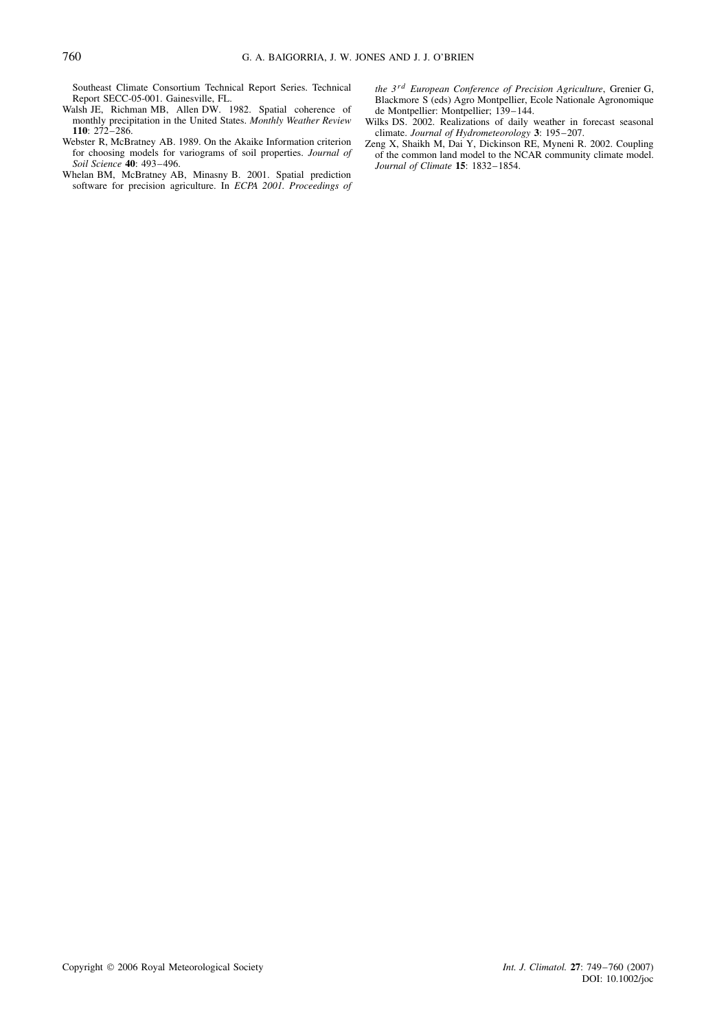Southeast Climate Consortium Technical Report Series. Technical Report SECC-05-001. Gainesville, FL.

Walsh JE, Richman MB, Allen DW. 1982. Spatial coherence of monthly precipitation in the United States. *Monthly Weather Review* **110**: 272–286.

Webster R, McBratney AB. 1989. On the Akaike Information criterion for choosing models for variograms of soil properties. *Journal of Soil Science* **40**: 493–496.

Whelan BM, McBratney AB, Minasny B. 2001. Spatial prediction software for precision agriculture. In *ECPA 2001. Proceedings of the 3rd European Conference of Precision Agriculture*, Grenier G, Blackmore S (eds) Agro Montpellier, Ecole Nationale Agronomique de Montpellier: Montpellier; 139–144.

Wilks DS. 2002. Realizations of daily weather in forecast seasonal climate. *Journal of Hydrometeorology* **3**: 195–207.

Zeng X, Shaikh M, Dai Y, Dickinson RE, Myneni R. 2002. Coupling of the common land model to the NCAR community climate model. *Journal of Climate* **15**: 1832–1854.